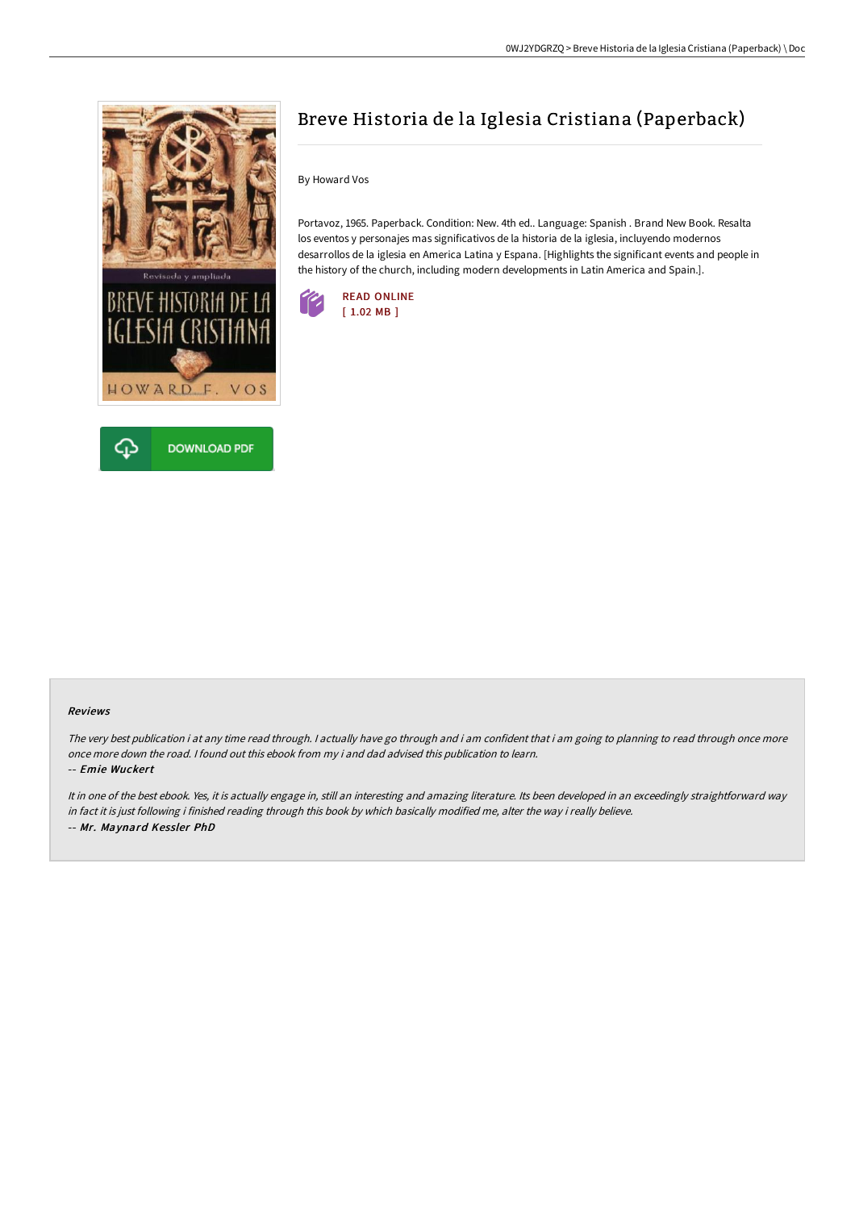# Breve Historia de la Iglesia Cristiana (Paperback)

By Howard Vos

Portavoz, 1965. Paperback. Condition: New. 4th ed.. Language: Spanish . Brand New Book. Resalta los eventos y personajes mas significativos de la historia de la iglesia, incluyendo modernos desarrollos de la iglesia en America Latina y Espana. [Highlights the significant events and people in the history of the church, including modern developments in Latin America and Spain.].

READ ONLINE
[ 1.02 MB ]

DOWNLOAD PDF

### Reviews

*The very best publication i at any time read through. I actually have go through and i am confident that i am going to planning to read through once more once more down the road. I found out this ebook from my i and dad advised this publication to learn.*

-- ***Emie Wuckert***

*It in one of the best ebook. Yes, it is actually engage in, still an interesting and amazing literature. Its been developed in an exceedingly straightforward way in fact it is just following i finished reading through this book by which basically modified me, alter the way i really believe.*

-- ***Mr. Maynard Kessler PhD***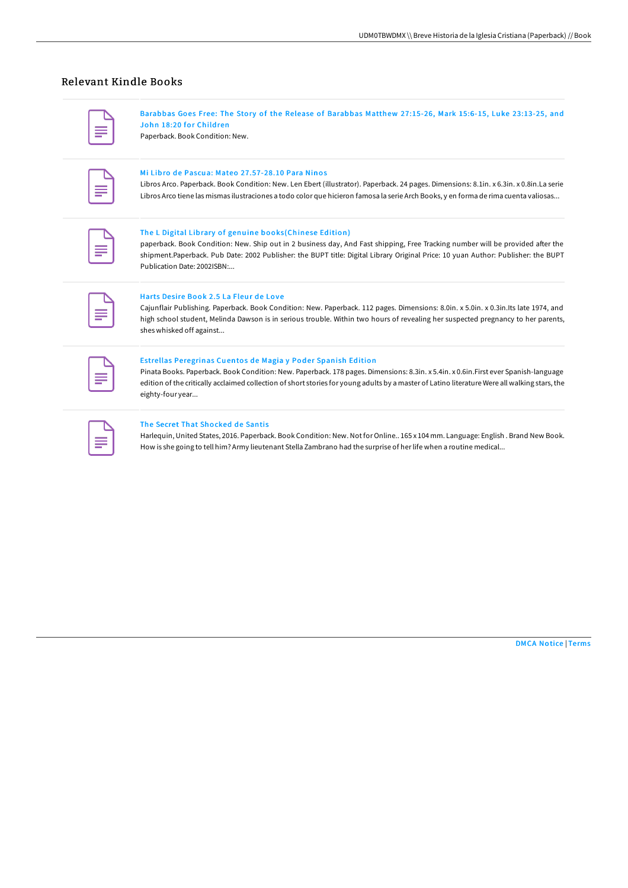## Relevant Kindle Books

### Barabbas Goes Free: The Story of the Release of Barabbas Matthew 27:15-26, Mark 15:6-15, Luke 23:13-25, and John 18:20 for Children

Paperback. Book Condition: New.

### Mi Libro de Pascua: Mateo 27.57-28.10 Para Ninos

Libros Arco. Paperback. Book Condition: New. Len Ebert (illustrator). Paperback. 24 pages. Dimensions: 8.1in. x 6.3in. x 0.8in.La serie Libros Arco tiene las mismas ilustraciones a todo color que hicieron famosa la serie Arch Books, y en forma de rima cuenta valiosas...

### The L Digital Library of genuine books(Chinese Edition)

paperback. Book Condition: New. Ship out in 2 business day, And Fast shipping, Free Tracking number will be provided after the shipment.Paperback. Pub Date: 2002 Publisher: the BUPT title: Digital Library Original Price: 10 yuan Author: Publisher: the BUPT Publication Date: 2002ISBN:...

### Harts Desire Book 2.5 La Fleur de Love

Cajunflair Publishing. Paperback. Book Condition: New. Paperback. 112 pages. Dimensions: 8.0in. x 5.0in. x 0.3in.Its late 1974, and high school student, Melinda Dawson is in serious trouble. Within two hours of revealing her suspected pregnancy to her parents, shes whisked off against...

### Estrellas Peregrinas Cuentos de Magia y Poder Spanish Edition

Pinata Books. Paperback. Book Condition: New. Paperback. 178 pages. Dimensions: 8.3in. x 5.4in. x 0.6in.First ever Spanish-language edition of the critically acclaimed collection of short stories for young adults by a master of Latino literature Were all walking stars, the eighty-four year...

### The Secret That Shocked de Santis

Harlequin, United States, 2016. Paperback. Book Condition: New. Not for Online.. 165 x 104 mm. Language: English . Brand New Book. How is she going to tell him? Army lieutenant Stella Zambrano had the surprise of her life when a routine medical...

DMCA Notice | Terms